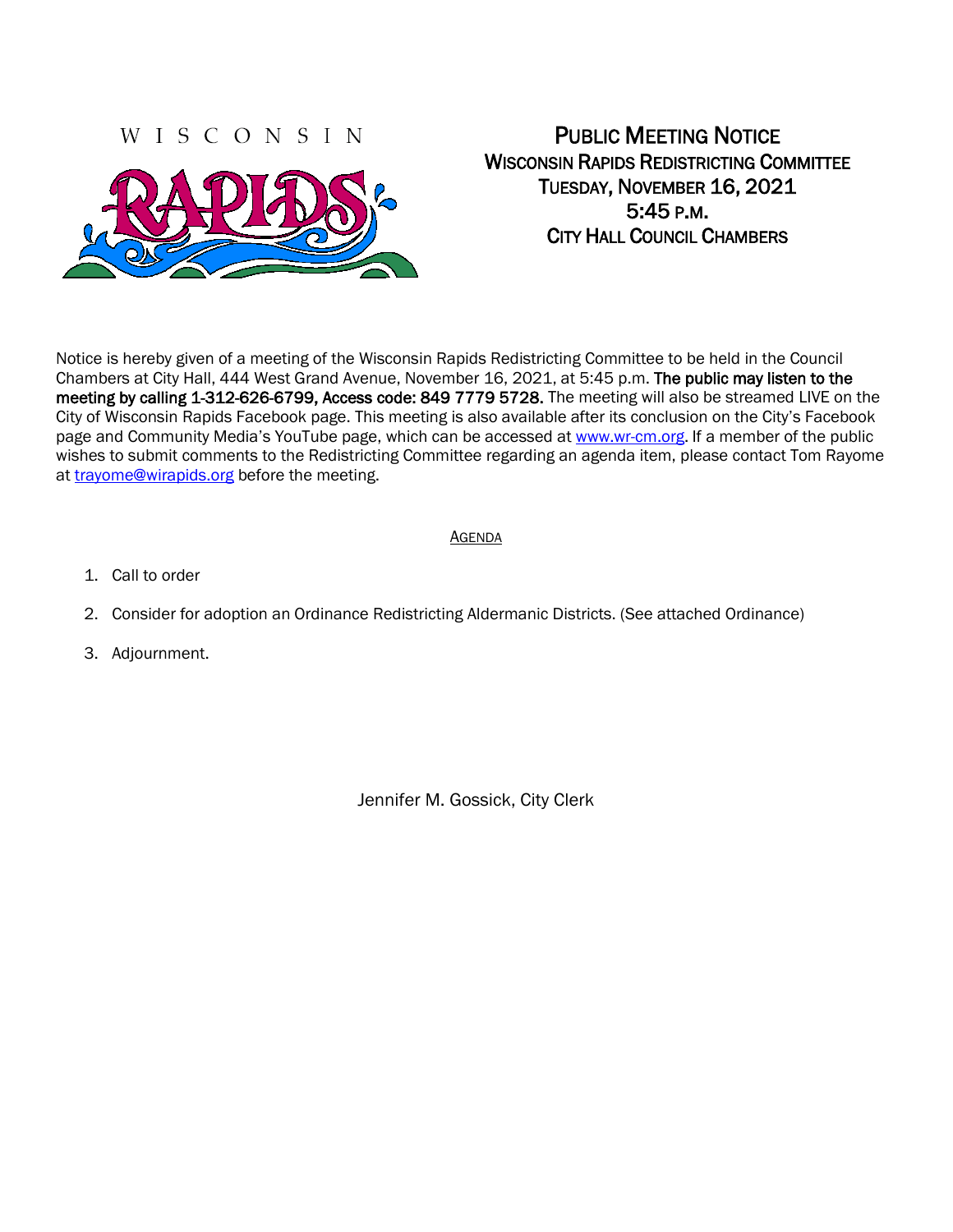WISCONSIN RAPIDS

# PUBLIC MEETING NOTICE
## WISCONSIN RAPIDS REDISTRICTING COMMITTEE
## TUESDAY, NOVEMBER 16, 2021
## 5:45 P.M.
## CITY HALL COUNCIL CHAMBERS

Notice is hereby given of a meeting of the Wisconsin Rapids Redistricting Committee to be held in the Council Chambers at City Hall, 444 West Grand Avenue, November 16, 2021, at 5:45 p.m. **The public may listen to the meeting by calling 1-312-626-6799, Access code: 849 7779 5728.** The meeting will also be streamed LIVE on the City of Wisconsin Rapids Facebook page. This meeting is also available after its conclusion on the City's Facebook page and Community Media's YouTube page, which can be accessed at www.wr-cm.org. If a member of the public wishes to submit comments to the Redistricting Committee regarding an agenda item, please contact Tom Rayome at trayome@wirapids.org before the meeting.

AGENDA

1. Call to order
2. Consider for adoption an Ordinance Redistricting Aldermanic Districts. (See attached Ordinance)
3. Adjournment.

Jennifer M. Gossick, City Clerk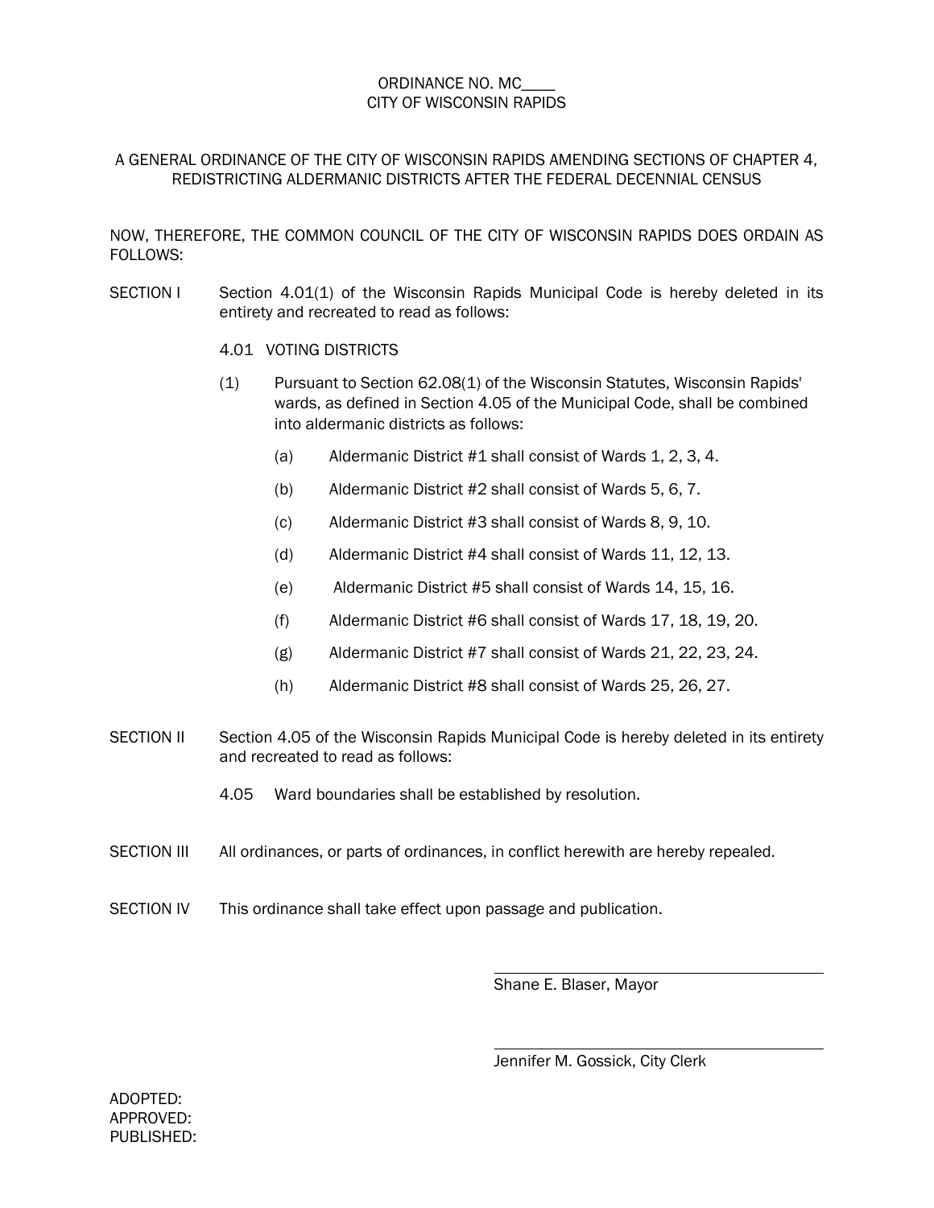ORDINANCE NO. MC____
CITY OF WISCONSIN RAPIDS

A GENERAL ORDINANCE OF THE CITY OF WISCONSIN RAPIDS AMENDING SECTIONS OF CHAPTER 4, REDISTRICTING ALDERMANIC DISTRICTS AFTER THE FEDERAL DECENNIAL CENSUS

NOW, THEREFORE, THE COMMON COUNCIL OF THE CITY OF WISCONSIN RAPIDS DOES ORDAIN AS FOLLOWS:

SECTION I Section 4.01(1) of the Wisconsin Rapids Municipal Code is hereby deleted in its entirety and recreated to read as follows:

4.01 VOTING DISTRICTS

(1) Pursuant to Section 62.08(1) of the Wisconsin Statutes, Wisconsin Rapids' wards, as defined in Section 4.05 of the Municipal Code, shall be combined into aldermanic districts as follows:

(a) Aldermanic District #1 shall consist of Wards 1, 2, 3, 4.

(b) Aldermanic District #2 shall consist of Wards 5, 6, 7.

(c) Aldermanic District #3 shall consist of Wards 8, 9, 10.

(d) Aldermanic District #4 shall consist of Wards 11, 12, 13.

(e) Aldermanic District #5 shall consist of Wards 14, 15, 16.

(f) Aldermanic District #6 shall consist of Wards 17, 18, 19, 20.

(g) Aldermanic District #7 shall consist of Wards 21, 22, 23, 24.

(h) Aldermanic District #8 shall consist of Wards 25, 26, 27.

SECTION II Section 4.05 of the Wisconsin Rapids Municipal Code is hereby deleted in its entirety and recreated to read as follows:

4.05 Ward boundaries shall be established by resolution.

SECTION III All ordinances, or parts of ordinances, in conflict herewith are hereby repealed.

SECTION IV This ordinance shall take effect upon passage and publication.

______________________________
Shane E. Blaser, Mayor

______________________________
Jennifer M. Gossick, City Clerk

ADOPTED:
APPROVED:
PUBLISHED: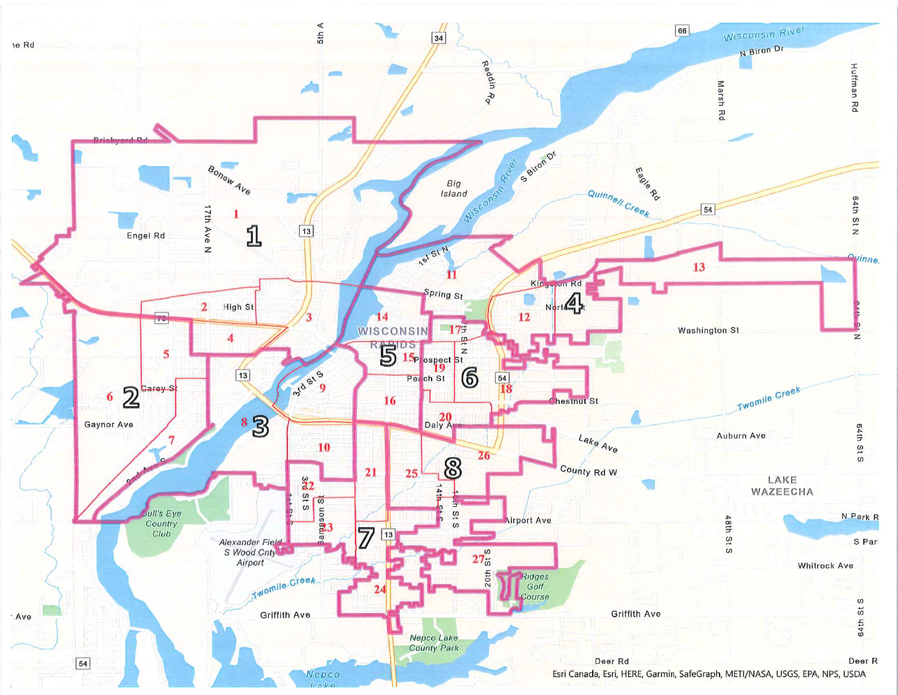ne Rd

5th A

34

66

Wisconsin River

N Biron Dr

Reddin Rd

Marsh Rd

Huffman Rd

Brickyard Rd

Bonow Ave

17th Ave N

1

1

Engel Rd

13

Big Island

Wisconsin River

S Biron Dr

Eagle Rd

Quinnell Creek

54

64th St N

1st St N

11

Quinne

13

Spring St

Kingston Rd

2

High St

73

3

14

WISCONSIN RAPIDS

17

12

North St

4

Washington St

4

5

5

15

Prospect St

19

Peach St

6

54

13

3rd St S

9

18

Chestnut St

6

2

Carey St

16

Twomile Creek

Gaynor Ave

8

3

20

Daly Ave

7

Lake Ave

Auburn Ave

64th St S

10

26

8

County Rd W

LAKE WAZEECHA

21

25

22

3rd St S

14th St S

16th St S

Bull's Eye Country Club

23

Airport Ave

N Park R

48th St S

Alexander Field S Wood Cnty Airport

7

13

S Par

27

20th St S

Whitrock Ave

Ridges Golf Course

Twomile Creek

24

Ave

Griffith Ave

Griffith Ave

64th St S

Nepco Lake County Park

54

Deer Rd

Deer R

Nepco Lake

Esri Canada, Esri, HERE, Garmin, SafeGraph, METI/NASA, USGS, EPA, NPS, USDA